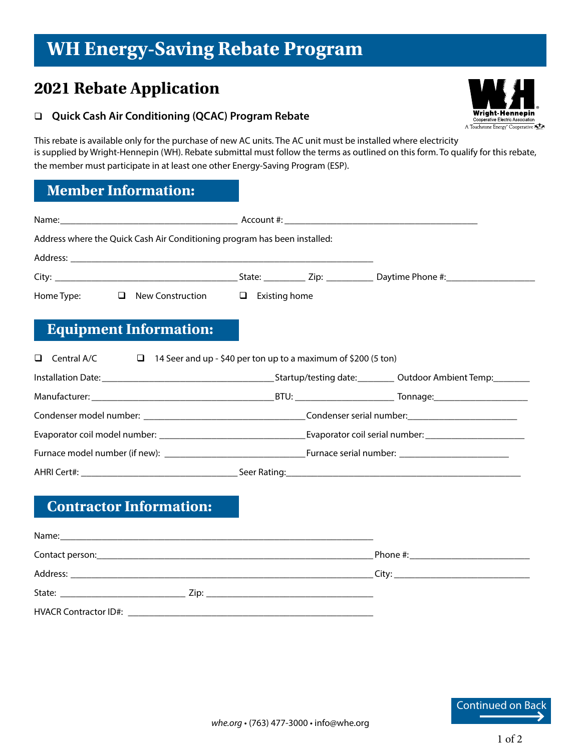# WH Energy-Saving Rebate Program

## 2021 Rebate Application

❑ **Quick Cash Air Conditioning (QCAC) Program Rebate**

This rebate is available only for the purchase of new AC units. The AC unit must be installed where electricity is supplied by Wright-Hennepin (WH). Rebate submittal must follow the terms as outlined on this form. To qualify for this rebate, the member must participate in at least one other Energy-Saving Program (ESP).

## Member Information:

Name:______________________________________ Account #: _________________________________________

Address where the Quick Cash Air Conditioning program has been installed:

Address: _________________________________________________________________

City: _______________________________________ State: ________ Zip: _________ Daytime Phone #:__________________

Home Type: ❑ New Construction ❑ Existing home

## Equipment Information:

❑ Central A/C ❑ 14 Seer and up - $40 per ton up to a maximum of $200 (5 ton)

Installation Date: _____________________________________ Startup/testing date:_______ Outdoor Ambient Temp:_______

Manufacturer: _______________________________________ BTU: ____________________ Tonnage:___________________

Condenser model number: __________________________________ Condenser serial number:______________________

Evaporator coil model number: ______________________________ Evaporator coil serial number: ____________________

Furnace model number (if new): _____________________________ Furnace serial number: ______________________

AHRI Cert#: ________________________________ Seer Rating:__________________________________________________

## Contractor Information:

Name:_________________________________________________________________

Contact person:___________________________________________________________ Phone #:________________________

Address: _________________________________________________________________ City: ___________________________

State: __________________________ Zip: ____________________________________

HVACR Contractor ID#: ____________________________________________________

Continued on Back

*whe.org* • (763) 477-3000 • info@whe.org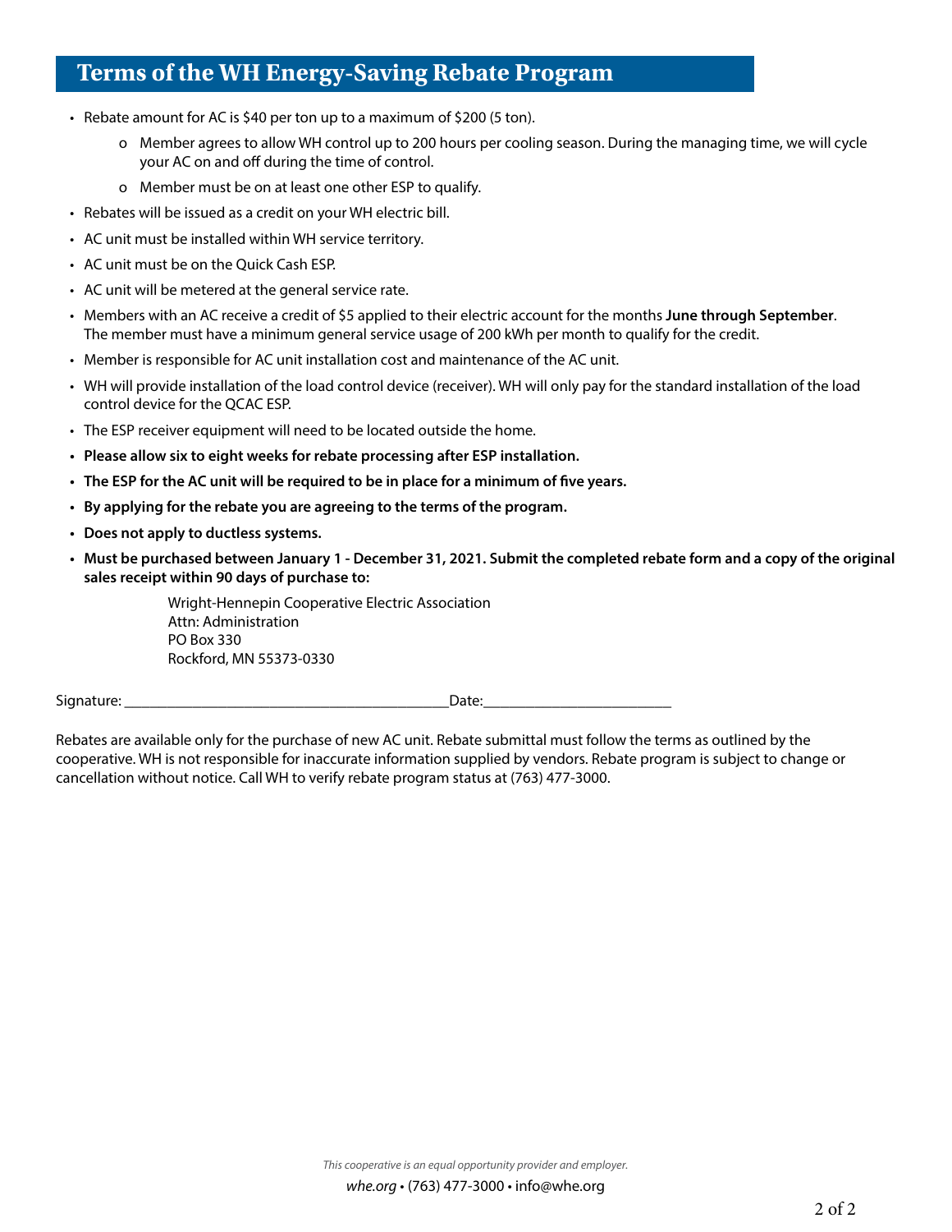# Terms of the WH Energy-Saving Rebate Program

- Rebate amount for AC is $40 per ton up to a maximum of $200 (5 ton).
  - Member agrees to allow WH control up to 200 hours per cooling season. During the managing time, we will cycle your AC on and off during the time of control.
  - Member must be on at least one other ESP to qualify.
- Rebates will be issued as a credit on your WH electric bill.
- AC unit must be installed within WH service territory.
- AC unit must be on the Quick Cash ESP.
- AC unit will be metered at the general service rate.
- Members with an AC receive a credit of $5 applied to their electric account for the months **June through September**. The member must have a minimum general service usage of 200 kWh per month to qualify for the credit.
- Member is responsible for AC unit installation cost and maintenance of the AC unit.
- WH will provide installation of the load control device (receiver). WH will only pay for the standard installation of the load control device for the QCAC ESP.
- The ESP receiver equipment will need to be located outside the home.
- **Please allow six to eight weeks for rebate processing after ESP installation.**
- **The ESP for the AC unit will be required to be in place for a minimum of five years.**
- **By applying for the rebate you are agreeing to the terms of the program.**
- **Does not apply to ductless systems.**
- **Must be purchased between January 1 - December 31, 2021. Submit the completed rebate form and a copy of the original sales receipt within 90 days of purchase to:**

  Wright-Hennepin Cooperative Electric Association
  Attn: Administration
  PO Box 330
  Rockford, MN 55373-0330

Signature: ________________________________________ Date: ________________________

Rebates are available only for the purchase of new AC unit. Rebate submittal must follow the terms as outlined by the cooperative. WH is not responsible for inaccurate information supplied by vendors. Rebate program is subject to change or cancellation without notice. Call WH to verify rebate program status at (763) 477-3000.

*This cooperative is an equal opportunity provider and employer.*

*whe.org* • (763) 477-3000 • info@whe.org